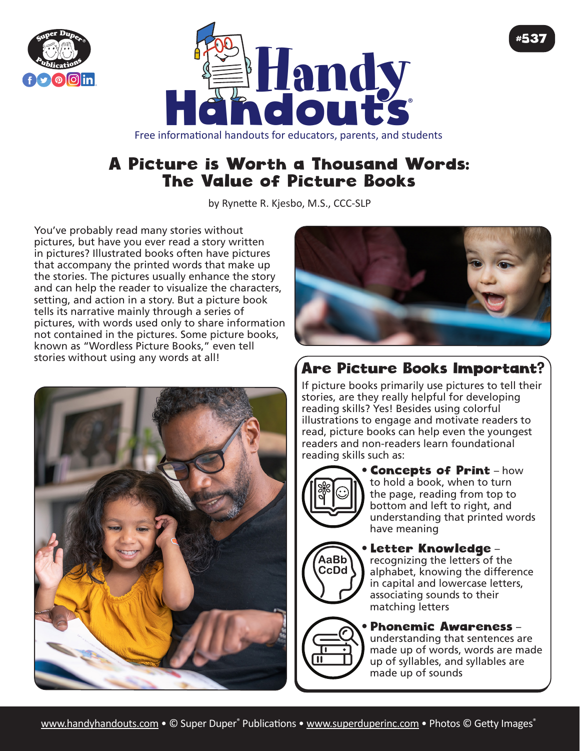# Handy Handouts

Free informational handouts for educators, parents, and students

#537

## A Picture is Worth a Thousand Words: The Value of Picture Books

by Rynette R. Kjesbo, M.S., CCC-SLP

You've probably read many stories without pictures, but have you ever read a story written in pictures? Illustrated books often have pictures that accompany the printed words that make up the stories. The pictures usually enhance the story and can help the reader to visualize the characters, setting, and action in a story. But a picture book tells its narrative mainly through a series of pictures, with words used only to share information not contained in the pictures. Some picture books, known as "Wordless Picture Books," even tell stories without using any words at all!

### Are Picture Books Important?

If picture books primarily use pictures to tell their stories, are they really helpful for developing reading skills? Yes! Besides using colorful illustrations to engage and motivate readers to read, picture books can help even the youngest readers and non-readers learn foundational reading skills such as:

- **Concepts of Print** – how to hold a book, when to turn the page, reading from top to bottom and left to right, and understanding that printed words have meaning
- **Letter Knowledge** – recognizing the letters of the alphabet, knowing the difference in capital and lowercase letters, associating sounds to their matching letters
- **Phonemic Awareness** – understanding that sentences are made up of words, words are made up of syllables, and syllables are made up of sounds

www.handyhandouts.com • © Super Duper® Publications • www.superduperinc.com • Photos © Getty Images®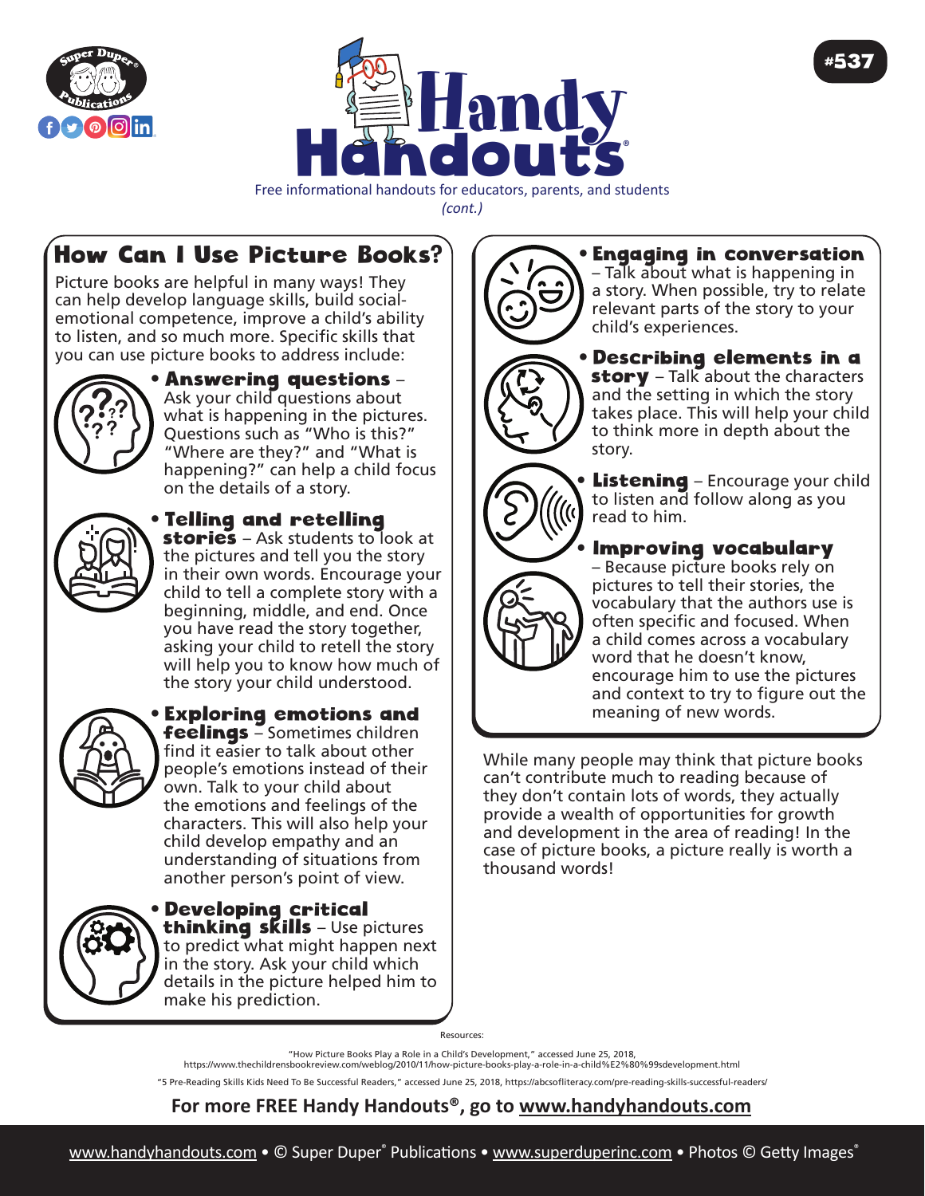Free informational handouts for educators, parents, and students

*(cont.)*

## How Can I Use Picture Books?

Picture books are helpful in many ways! They can help develop language skills, build social-emotional competence, improve a child's ability to listen, and so much more. Specific skills that you can use picture books to address include:

- **Answering questions** – Ask your child questions about what is happening in the pictures. Questions such as "Who is this?" "Where are they?" and "What is happening?" can help a child focus on the details of a story.
- **Telling and retelling stories** – Ask students to look at the pictures and tell you the story in their own words. Encourage your child to tell a complete story with a beginning, middle, and end. Once you have read the story together, asking your child to retell the story will help you to know how much of the story your child understood.
- **Exploring emotions and feelings** – Sometimes children find it easier to talk about other people's emotions instead of their own. Talk to your child about the emotions and feelings of the characters. This will also help your child develop empathy and an understanding of situations from another person's point of view.
- **Developing critical thinking skills** – Use pictures to predict what might happen next in the story. Ask your child which details in the picture helped him to make his prediction.
- **Engaging in conversation** – Talk about what is happening in a story. When possible, try to relate relevant parts of the story to your child's experiences.
- **Describing elements in a story** – Talk about the characters and the setting in which the story takes place. This will help your child to think more in depth about the story.
- **Listening** – Encourage your child to listen and follow along as you read to him.
- **Improving vocabulary** – Because picture books rely on pictures to tell their stories, the vocabulary that the authors use is often specific and focused. When a child comes across a vocabulary word that he doesn't know, encourage him to use the pictures and context to try to figure out the meaning of new words.

While many people may think that picture books can't contribute much to reading because of they don't contain lots of words, they actually provide a wealth of opportunities for growth and development in the area of reading! In the case of picture books, a picture really is worth a thousand words!

Resources:

"How Picture Books Play a Role in a Child's Development," accessed June 25, 2018, https://www.thechildrensbookreview.com/weblog/2010/11/how-picture-books-play-a-role-in-a-child%E2%80%99sdevelopment.html

"5 Pre-Reading Skills Kids Need To Be Successful Readers," accessed June 25, 2018, https://abcsofliteracy.com/pre-reading-skills-successful-readers/

**For more FREE Handy Handouts®, go to www.handyhandouts.com**